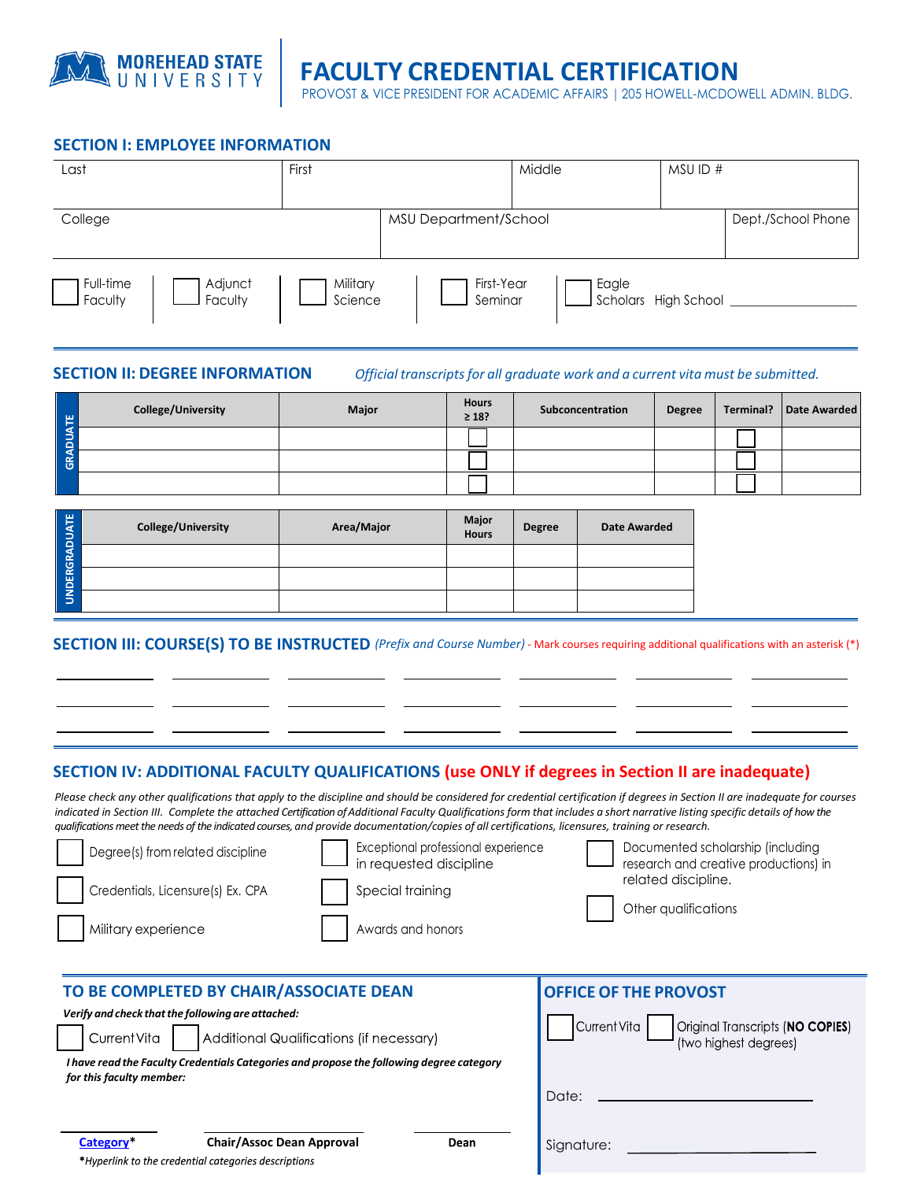MOREHEAD STATE UNIVERSITY

# FACULTY CREDENTIAL CERTIFICATION

PROVOST & VICE PRESIDENT FOR ACADEMIC AFFAIRS | 205 HOWELL-MCDOWELL ADMIN. BLDG.

## SECTION I: EMPLOYEE INFORMATION

| Last | First | Middle | MSU ID # |
|---|---|---|---|
| | | | |

| College | MSU Department/School | Dept./School Phone |
|---|---|---|
| | | |

☐ Full-time Faculty ☐ Adjunct Faculty ☐ Military Science ☐ First-Year Seminar ☐ Eagle Scholars High School ___________________

## SECTION II: DEGREE INFORMATION

*Official transcripts for all graduate work and a current vita must be submitted.*

**GRADUATE**

| College/University | Major | Hours ≥ 18? | Subconcentration | Degree | Terminal? | Date Awarded |
|---|---|---|---|---|---|---|
| | | ☐ | | | ☐ | |
| | | ☐ | | | ☐ | |
| | | ☐ | | | ☐ | |

**UNDERGRADUATE**

| College/University | Area/Major | Major Hours | Degree | Date Awarded |
|---|---|---|---|---|
| | | | | |
| | | | | |
| | | | | |

## SECTION III: COURSE(S) TO BE INSTRUCTED

*(Prefix and Course Number)* - Mark courses requiring additional qualifications with an asterisk (*)

___________ ___________ ___________ ___________ ___________ ___________ ___________

___________ ___________ ___________ ___________ ___________ ___________ ___________

___________ ___________ ___________ ___________ ___________ ___________ ___________

## SECTION IV: ADDITIONAL FACULTY QUALIFICATIONS (use ONLY if degrees in Section II are inadequate)

*Please check any other qualifications that apply to the discipline and should be considered for credential certification if degrees in Section II are inadequate for courses indicated in Section III. Complete the attached Certification of Additional Faculty Qualifications form that includes a short narrative listing specific details of how the qualifications meet the needs of the indicated courses, and provide documentation/copies of all certifications, licensures, training or research.*

☐ Degree(s) from related discipline

☐ Credentials, Licensure(s) Ex. CPA

☐ Military experience

☐ Exceptional professional experience in requested discipline

☐ Special training

☐ Awards and honors

☐ Documented scholarship (including research and creative productions) in related discipline.

☐ Other qualifications

## TO BE COMPLETED BY CHAIR/ASSOCIATE DEAN

***Verify and check that the following are attached:***

☐ Current Vita ☐ Additional Qualifications (if necessary)

***I have read the Faculty Credentials Categories and propose the following degree category for this faculty member:***

___________ ___________________ ___________

**Category*** **Chair/Assoc Dean Approval** **Dean**

***Hyperlink to the credential categories descriptions**

## OFFICE OF THE PROVOST

☐ Current Vita ☐ Original Transcripts (**NO COPIES**) (two highest degrees)

Date: ___________________________

Signature: ___________________________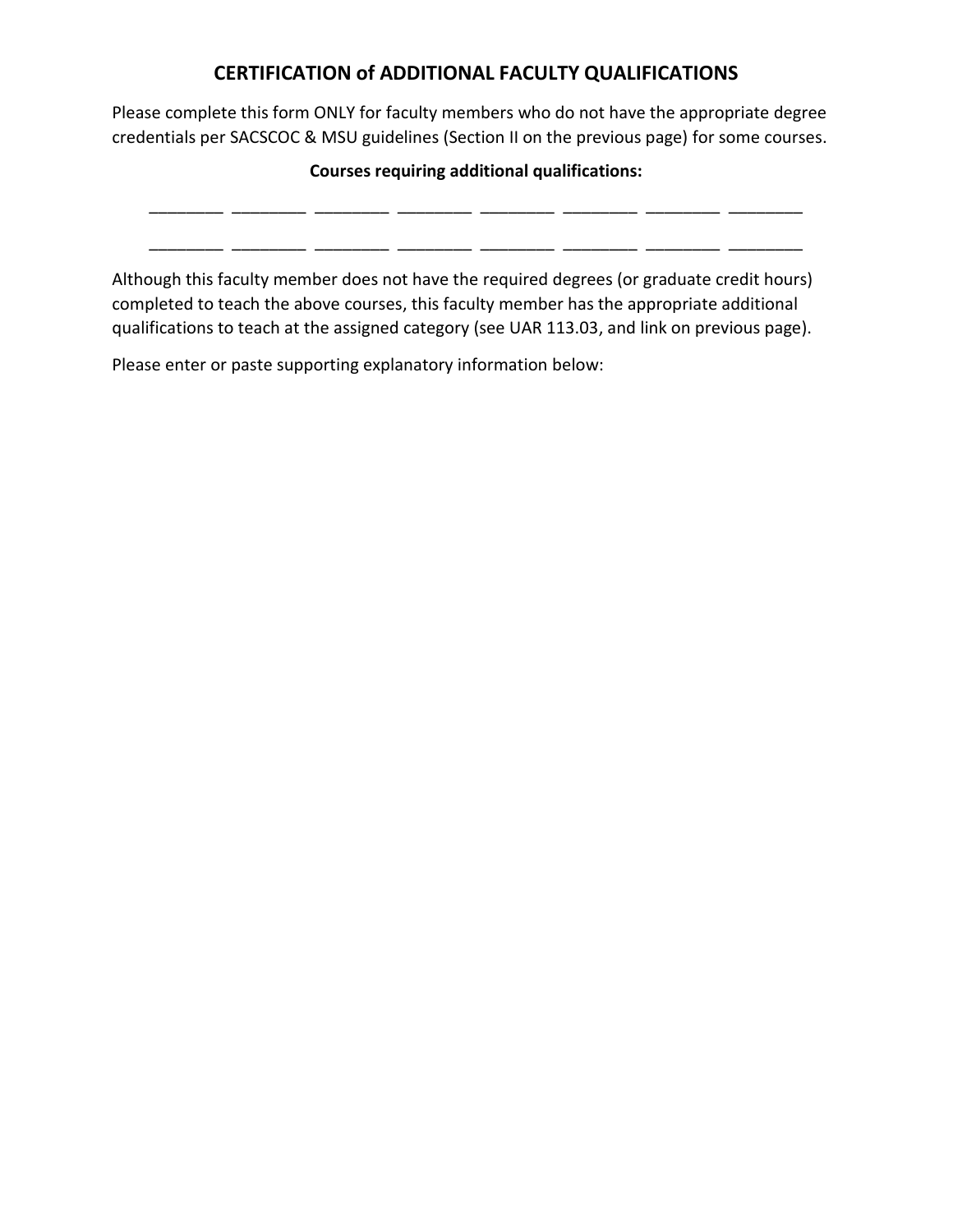## CERTIFICATION of ADDITIONAL FACULTY QUALIFICATIONS

Please complete this form ONLY for faculty members who do not have the appropriate degree credentials per SACSCOC & MSU guidelines (Section II on the previous page) for some courses.

**Courses requiring additional qualifications:**

________ ________ ________ ________ ________ ________ ________ ________

________ ________ ________ ________ ________ ________ ________ ________

Although this faculty member does not have the required degrees (or graduate credit hours) completed to teach the above courses, this faculty member has the appropriate additional qualifications to teach at the assigned category (see UAR 113.03, and link on previous page).

Please enter or paste supporting explanatory information below: